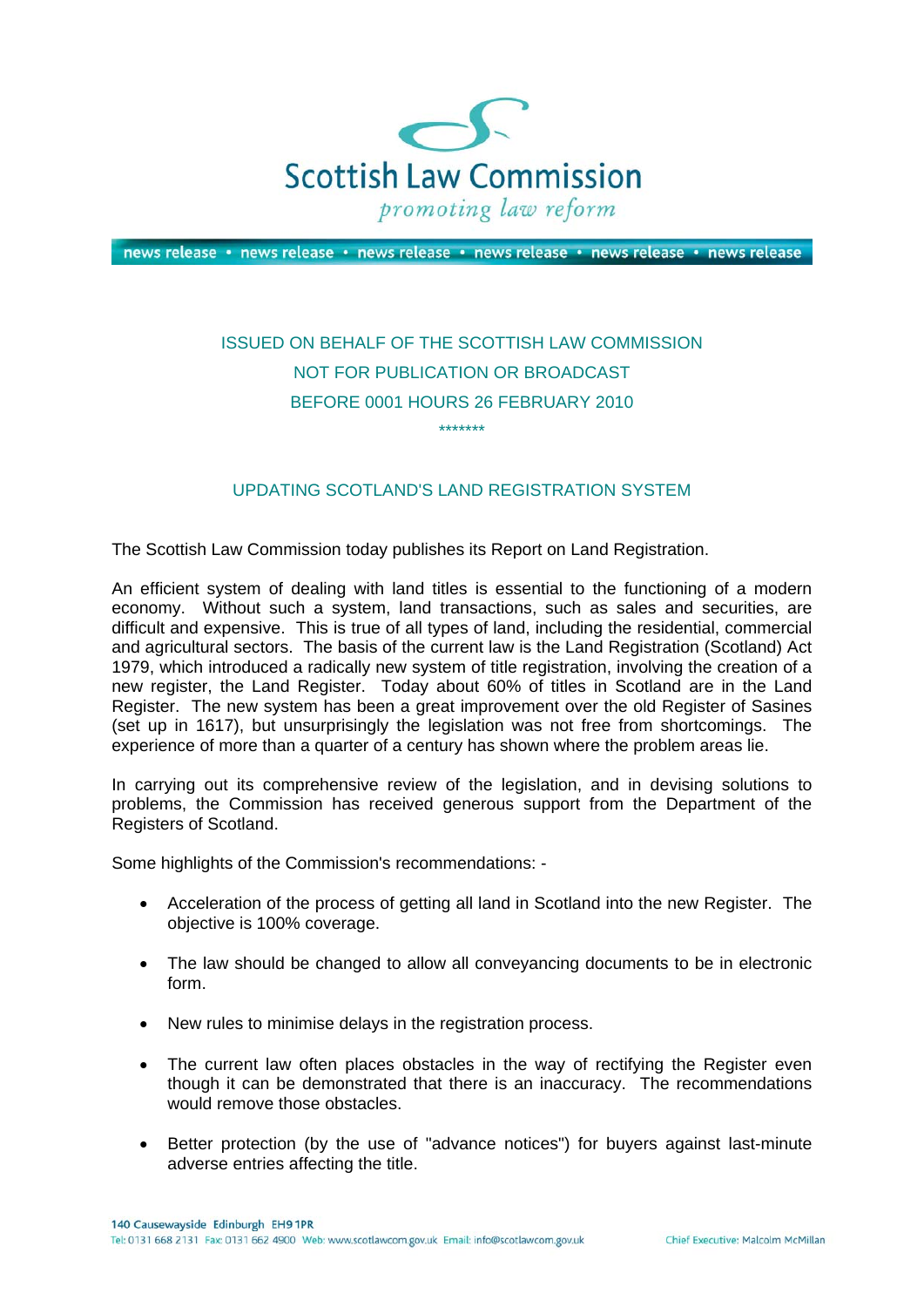# Scottish Law Commission

*promoting law reform*

news release • news release • news release • news release • news release • news release

ISSUED ON BEHALF OF THE SCOTTISH LAW COMMISSION

NOT FOR PUBLICATION OR BROADCAST

BEFORE 0001 HOURS 26 FEBRUARY 2010

*******

## UPDATING SCOTLAND'S LAND REGISTRATION SYSTEM

The Scottish Law Commission today publishes its Report on Land Registration.

An efficient system of dealing with land titles is essential to the functioning of a modern economy. Without such a system, land transactions, such as sales and securities, are difficult and expensive. This is true of all types of land, including the residential, commercial and agricultural sectors. The basis of the current law is the Land Registration (Scotland) Act 1979, which introduced a radically new system of title registration, involving the creation of a new register, the Land Register. Today about 60% of titles in Scotland are in the Land Register. The new system has been a great improvement over the old Register of Sasines (set up in 1617), but unsurprisingly the legislation was not free from shortcomings. The experience of more than a quarter of a century has shown where the problem areas lie.

In carrying out its comprehensive review of the legislation, and in devising solutions to problems, the Commission has received generous support from the Department of the Registers of Scotland.

Some highlights of the Commission's recommendations: -

- Acceleration of the process of getting all land in Scotland into the new Register. The objective is 100% coverage.
- The law should be changed to allow all conveyancing documents to be in electronic form.
- New rules to minimise delays in the registration process.
- The current law often places obstacles in the way of rectifying the Register even though it can be demonstrated that there is an inaccuracy. The recommendations would remove those obstacles.
- Better protection (by the use of "advance notices") for buyers against last-minute adverse entries affecting the title.

140 Causewayside Edinburgh EH9 1PR
Tel: 0131 668 2131 Fax: 0131 662 4900 Web: www.scotlawcom.gov.uk Email: info@scotlawcom.gov.uk
Chief Executive: Malcolm McMillan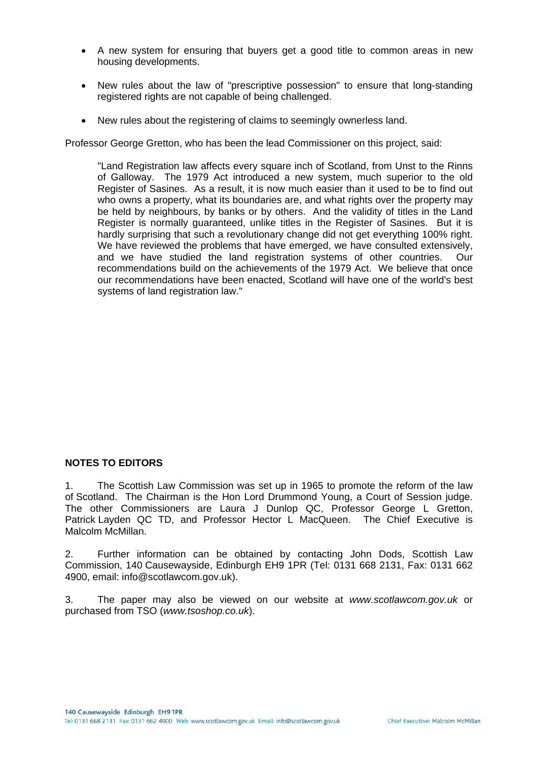- A new system for ensuring that buyers get a good title to common areas in new housing developments.
- New rules about the law of "prescriptive possession" to ensure that long-standing registered rights are not capable of being challenged.
- New rules about the registering of claims to seemingly ownerless land.

Professor George Gretton, who has been the lead Commissioner on this project, said:

> "Land Registration law affects every square inch of Scotland, from Unst to the Rinns of Galloway. The 1979 Act introduced a new system, much superior to the old Register of Sasines. As a result, it is now much easier than it used to be to find out who owns a property, what its boundaries are, and what rights over the property may be held by neighbours, by banks or by others. And the validity of titles in the Land Register is normally guaranteed, unlike titles in the Register of Sasines. But it is hardly surprising that such a revolutionary change did not get everything 100% right. We have reviewed the problems that have emerged, we have consulted extensively, and we have studied the land registration systems of other countries. Our recommendations build on the achievements of the 1979 Act. We believe that once our recommendations have been enacted, Scotland will have one of the world's best systems of land registration law."

**NOTES TO EDITORS**

1. The Scottish Law Commission was set up in 1965 to promote the reform of the law of Scotland. The Chairman is the Hon Lord Drummond Young, a Court of Session judge. The other Commissioners are Laura J Dunlop QC, Professor George L Gretton, Patrick Layden QC TD, and Professor Hector L MacQueen. The Chief Executive is Malcolm McMillan.

2. Further information can be obtained by contacting John Dods, Scottish Law Commission, 140 Causewayside, Edinburgh EH9 1PR (Tel: 0131 668 2131, Fax: 0131 662 4900, email: info@scotlawcom.gov.uk).

3. The paper may also be viewed on our website at *www.scotlawcom.gov.uk* or purchased from TSO (*www.tsoshop.co.uk*).